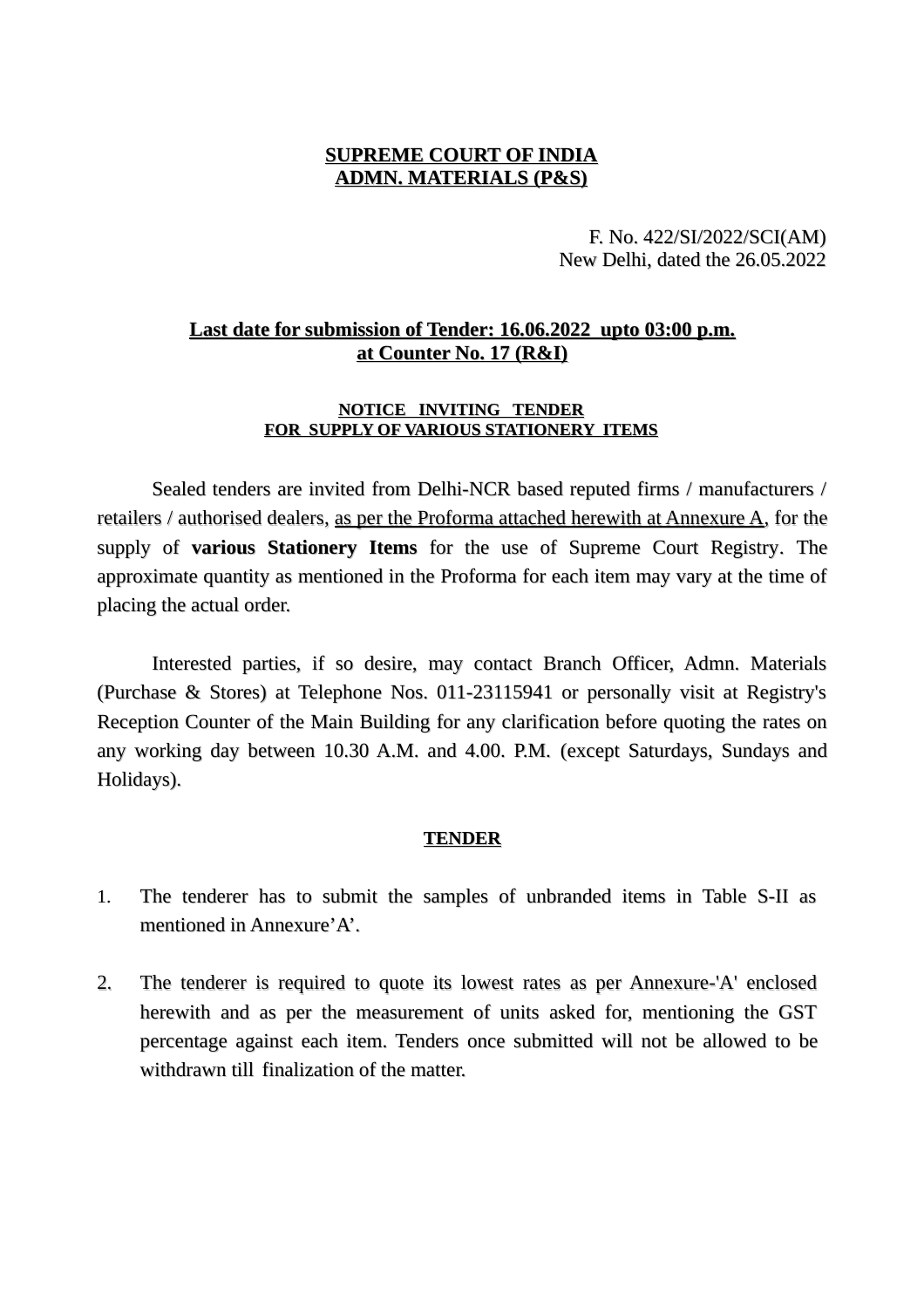**SUPREME COURT OF INDIA**
**ADMN. MATERIALS (P&S)**

F. No. 422/SI/2022/SCI(AM)
New Delhi, dated the 26.05.2022

**Last date for submission of Tender: 16.06.2022 upto 03:00 p.m.**
**at Counter No. 17 (R&I)**

**NOTICE INVITING TENDER**
**FOR SUPPLY OF VARIOUS STATIONERY ITEMS**

Sealed tenders are invited from Delhi-NCR based reputed firms / manufacturers / retailers / authorised dealers, as per the Proforma attached herewith at Annexure A, for the supply of **various Stationery Items** for the use of Supreme Court Registry. The approximate quantity as mentioned in the Proforma for each item may vary at the time of placing the actual order.

Interested parties, if so desire, may contact Branch Officer, Admn. Materials (Purchase & Stores) at Telephone Nos. 011-23115941 or personally visit at Registry's Reception Counter of the Main Building for any clarification before quoting the rates on any working day between 10.30 A.M. and 4.00. P.M. (except Saturdays, Sundays and Holidays).

**TENDER**

1. The tenderer has to submit the samples of unbranded items in Table S-II as mentioned in Annexure'A'.

2. The tenderer is required to quote its lowest rates as per Annexure-'A' enclosed herewith and as per the measurement of units asked for, mentioning the GST percentage against each item. Tenders once submitted will not be allowed to be withdrawn till finalization of the matter.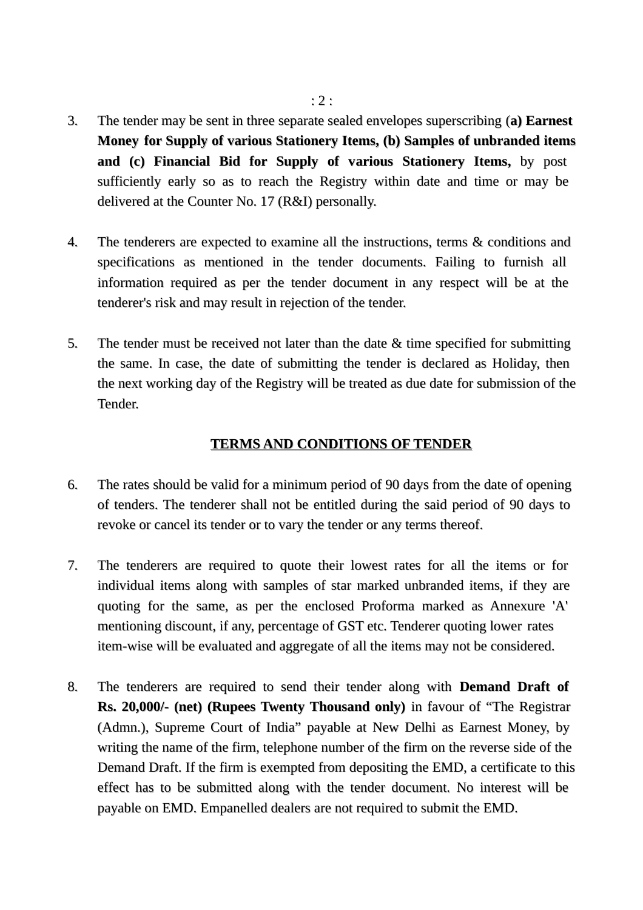3. The tender may be sent in three separate sealed envelopes superscribing (**a) Earnest Money for Supply of various Stationery Items, (b) Samples of unbranded items and (c) Financial Bid for Supply of various Stationery Items,** by post sufficiently early so as to reach the Registry within date and time or may be delivered at the Counter No. 17 (R&I) personally.

4. The tenderers are expected to examine all the instructions, terms & conditions and specifications as mentioned in the tender documents. Failing to furnish all information required as per the tender document in any respect will be at the tenderer's risk and may result in rejection of the tender.

5. The tender must be received not later than the date & time specified for submitting the same. In case, the date of submitting the tender is declared as Holiday, then the next working day of the Registry will be treated as due date for submission of the Tender.

## TERMS AND CONDITIONS OF TENDER

6. The rates should be valid for a minimum period of 90 days from the date of opening of tenders. The tenderer shall not be entitled during the said period of 90 days to revoke or cancel its tender or to vary the tender or any terms thereof.

7. The tenderers are required to quote their lowest rates for all the items or for individual items along with samples of star marked unbranded items, if they are quoting for the same, as per the enclosed Proforma marked as Annexure 'A' mentioning discount, if any, percentage of GST etc. Tenderer quoting lower rates item-wise will be evaluated and aggregate of all the items may not be considered.

8. The tenderers are required to send their tender along with **Demand Draft of Rs. 20,000/- (net) (Rupees Twenty Thousand only)** in favour of "The Registrar (Admn.), Supreme Court of India" payable at New Delhi as Earnest Money, by writing the name of the firm, telephone number of the firm on the reverse side of the Demand Draft. If the firm is exempted from depositing the EMD, a certificate to this effect has to be submitted along with the tender document. No interest will be payable on EMD. Empanelled dealers are not required to submit the EMD.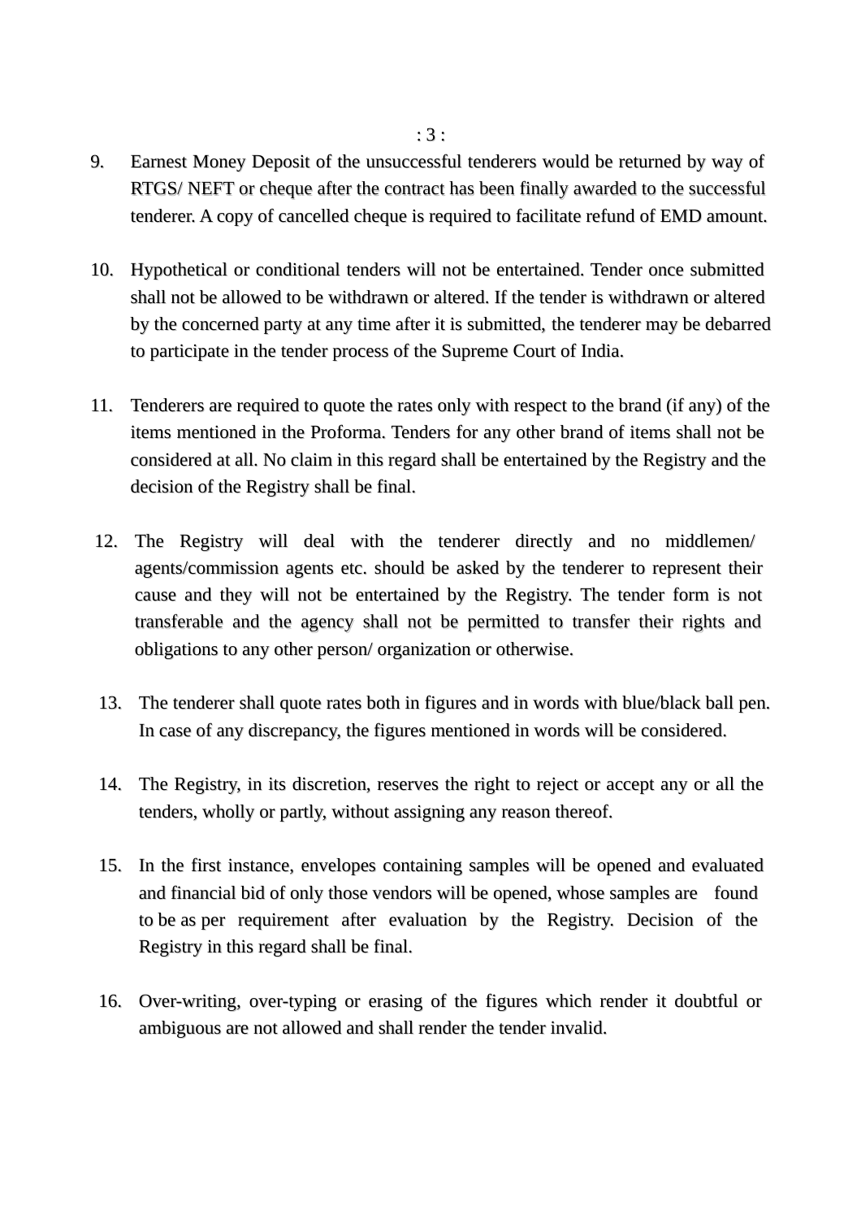9. Earnest Money Deposit of the unsuccessful tenderers would be returned by way of RTGS/ NEFT or cheque after the contract has been finally awarded to the successful tenderer. A copy of cancelled cheque is required to facilitate refund of EMD amount.

10. Hypothetical or conditional tenders will not be entertained. Tender once submitted shall not be allowed to be withdrawn or altered. If the tender is withdrawn or altered by the concerned party at any time after it is submitted, the tenderer may be debarred to participate in the tender process of the Supreme Court of India.

11. Tenderers are required to quote the rates only with respect to the brand (if any) of the items mentioned in the Proforma. Tenders for any other brand of items shall not be considered at all. No claim in this regard shall be entertained by the Registry and the decision of the Registry shall be final.

12. The Registry will deal with the tenderer directly and no middlemen/ agents/commission agents etc. should be asked by the tenderer to represent their cause and they will not be entertained by the Registry. The tender form is not transferable and the agency shall not be permitted to transfer their rights and obligations to any other person/ organization or otherwise.

13. The tenderer shall quote rates both in figures and in words with blue/black ball pen. In case of any discrepancy, the figures mentioned in words will be considered.

14. The Registry, in its discretion, reserves the right to reject or accept any or all the tenders, wholly or partly, without assigning any reason thereof.

15. In the first instance, envelopes containing samples will be opened and evaluated and financial bid of only those vendors will be opened, whose samples are found to be as per requirement after evaluation by the Registry. Decision of the Registry in this regard shall be final.

16. Over-writing, over-typing or erasing of the figures which render it doubtful or ambiguous are not allowed and shall render the tender invalid.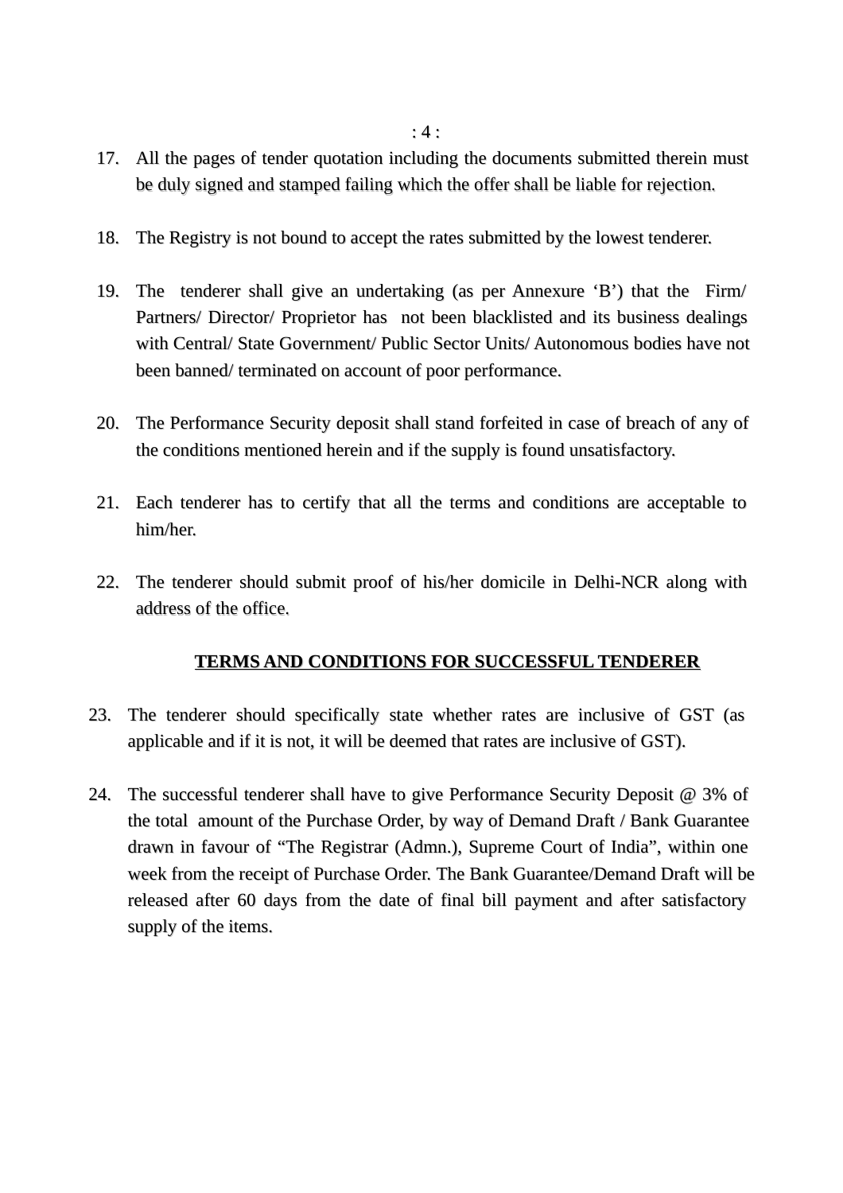17. All the pages of tender quotation including the documents submitted therein must be duly signed and stamped failing which the offer shall be liable for rejection.

18. The Registry is not bound to accept the rates submitted by the lowest tenderer.

19. The tenderer shall give an undertaking (as per Annexure 'B') that the Firm/ Partners/ Director/ Proprietor has not been blacklisted and its business dealings with Central/ State Government/ Public Sector Units/ Autonomous bodies have not been banned/ terminated on account of poor performance.

20. The Performance Security deposit shall stand forfeited in case of breach of any of the conditions mentioned herein and if the supply is found unsatisfactory.

21. Each tenderer has to certify that all the terms and conditions are acceptable to him/her.

22. The tenderer should submit proof of his/her domicile in Delhi-NCR along with address of the office.

## <u>TERMS AND CONDITIONS FOR SUCCESSFUL TENDERER</u>

23. The tenderer should specifically state whether rates are inclusive of GST (as applicable and if it is not, it will be deemed that rates are inclusive of GST).

24. The successful tenderer shall have to give Performance Security Deposit @ 3% of the total amount of the Purchase Order, by way of Demand Draft / Bank Guarantee drawn in favour of "The Registrar (Admn.), Supreme Court of India", within one week from the receipt of Purchase Order. The Bank Guarantee/Demand Draft will be released after 60 days from the date of final bill payment and after satisfactory supply of the items.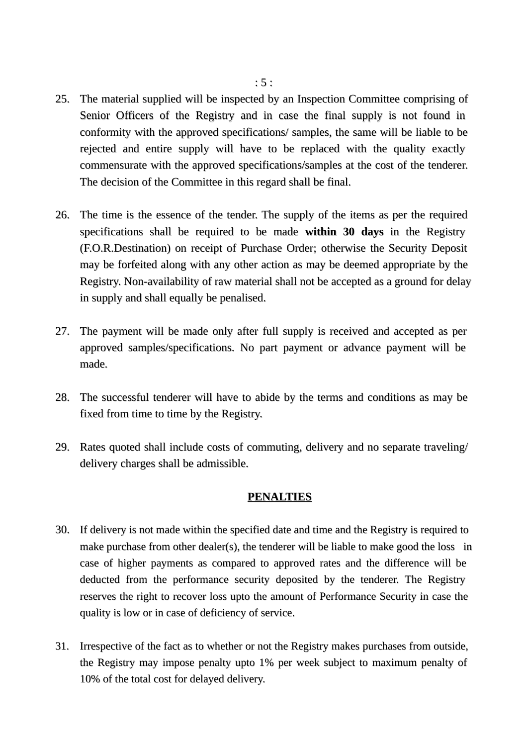25. The material supplied will be inspected by an Inspection Committee comprising of Senior Officers of the Registry and in case the final supply is not found in conformity with the approved specifications/ samples, the same will be liable to be rejected and entire supply will have to be replaced with the quality exactly commensurate with the approved specifications/samples at the cost of the tenderer. The decision of the Committee in this regard shall be final.

26. The time is the essence of the tender. The supply of the items as per the required specifications shall be required to be made **within 30 days** in the Registry (F.O.R.Destination) on receipt of Purchase Order; otherwise the Security Deposit may be forfeited along with any other action as may be deemed appropriate by the Registry. Non-availability of raw material shall not be accepted as a ground for delay in supply and shall equally be penalised.

27. The payment will be made only after full supply is received and accepted as per approved samples/specifications. No part payment or advance payment will be made.

28. The successful tenderer will have to abide by the terms and conditions as may be fixed from time to time by the Registry.

29. Rates quoted shall include costs of commuting, delivery and no separate traveling/ delivery charges shall be admissible.

## PENALTIES

30. If delivery is not made within the specified date and time and the Registry is required to make purchase from other dealer(s), the tenderer will be liable to make good the loss in case of higher payments as compared to approved rates and the difference will be deducted from the performance security deposited by the tenderer. The Registry reserves the right to recover loss upto the amount of Performance Security in case the quality is low or in case of deficiency of service.

31. Irrespective of the fact as to whether or not the Registry makes purchases from outside, the Registry may impose penalty upto 1% per week subject to maximum penalty of 10% of the total cost for delayed delivery.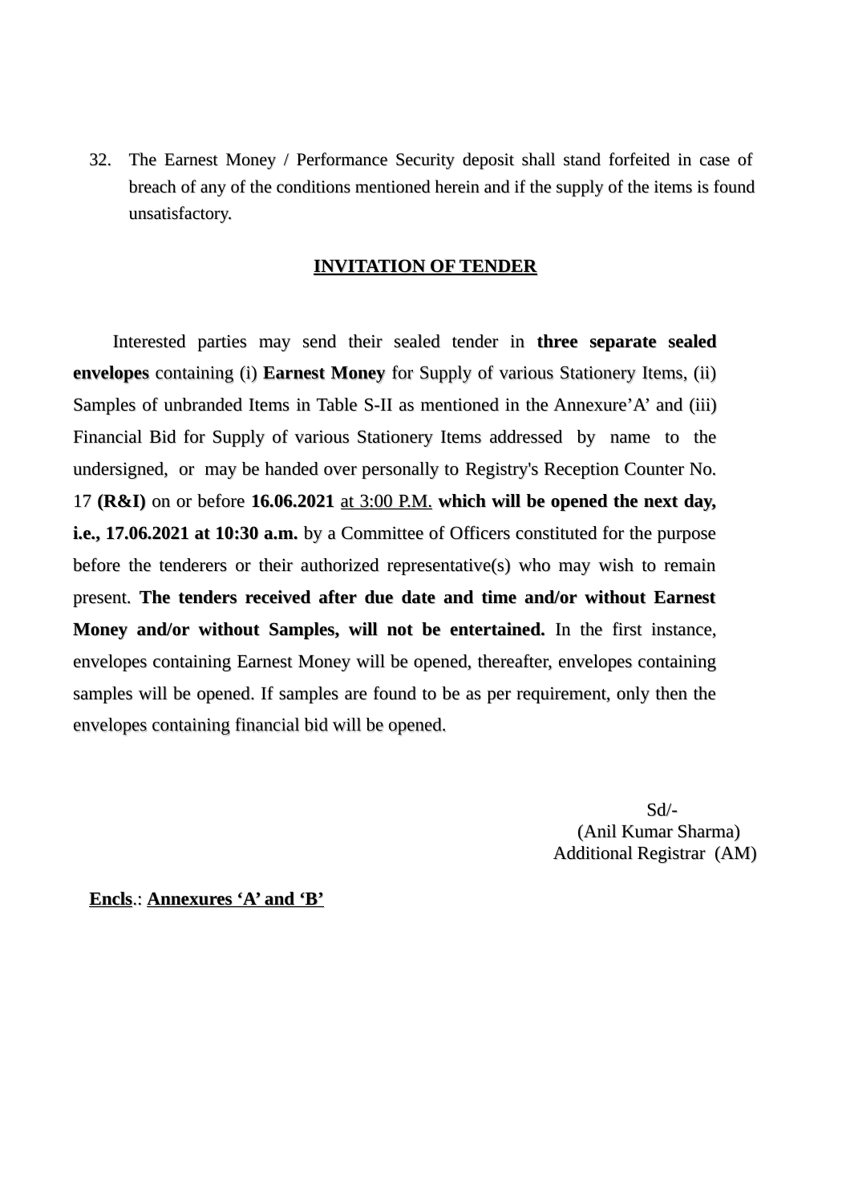32. The Earnest Money / Performance Security deposit shall stand forfeited in case of breach of any of the conditions mentioned herein and if the supply of the items is found unsatisfactory.

## INVITATION OF TENDER

Interested parties may send their sealed tender in **three separate sealed envelopes** containing (i) **Earnest Money** for Supply of various Stationery Items, (ii) Samples of unbranded Items in Table S-II as mentioned in the Annexure'A' and (iii) Financial Bid for Supply of various Stationery Items addressed by name to the undersigned, or may be handed over personally to Registry's Reception Counter No. 17 **(R&I)** on or before **16.06.2021** at 3:00 P.M. **which will be opened the next day, i.e., 17.06.2021 at 10:30 a.m.** by a Committee of Officers constituted for the purpose before the tenderers or their authorized representative(s) who may wish to remain present. **The tenders received after due date and time and/or without Earnest Money and/or without Samples, will not be entertained.** In the first instance, envelopes containing Earnest Money will be opened, thereafter, envelopes containing samples will be opened. If samples are found to be as per requirement, only then the envelopes containing financial bid will be opened.

Sd/-
(Anil Kumar Sharma)
Additional Registrar (AM)

**Encls**.: **Annexures 'A' and 'B'**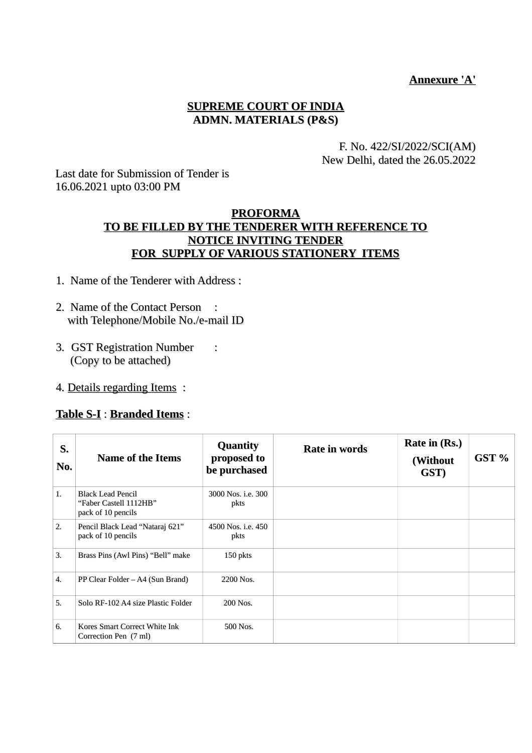**Annexure 'A'**

**SUPREME COURT OF INDIA**
**ADMN. MATERIALS (P&S)**

F. No. 422/SI/2022/SCI(AM)
New Delhi, dated the 26.05.2022

Last date for Submission of Tender is
16.06.2021 upto 03:00 PM

**PROFORMA**
**TO BE FILLED BY THE TENDERER WITH REFERENCE TO NOTICE INVITING TENDER FOR SUPPLY OF VARIOUS STATIONERY ITEMS**

1. Name of the Tenderer with Address :

2. Name of the Contact Person :
   with Telephone/Mobile No./e-mail ID

3. GST Registration Number :
   (Copy to be attached)

4. Details regarding Items :

**Table S-I** : **Branded Items** :

| S. No. | Name of the Items | Quantity proposed to be purchased | Rate in words | Rate in (Rs.) (Without GST) | GST % |
|---|---|---|---|---|---|
| 1. | Black Lead Pencil "Faber Castell 1112HB" pack of 10 pencils | 3000 Nos. i.e. 300 pkts | | | |
| 2. | Pencil Black Lead "Nataraj 621" pack of 10 pencils | 4500 Nos. i.e. 450 pkts | | | |
| 3. | Brass Pins (Awl Pins) "Bell" make | 150 pkts | | | |
| 4. | PP Clear Folder – A4 (Sun Brand) | 2200 Nos. | | | |
| 5. | Solo RF-102 A4 size Plastic Folder | 200 Nos. | | | |
| 6. | Kores Smart Correct White Ink Correction Pen (7 ml) | 500 Nos. | | | |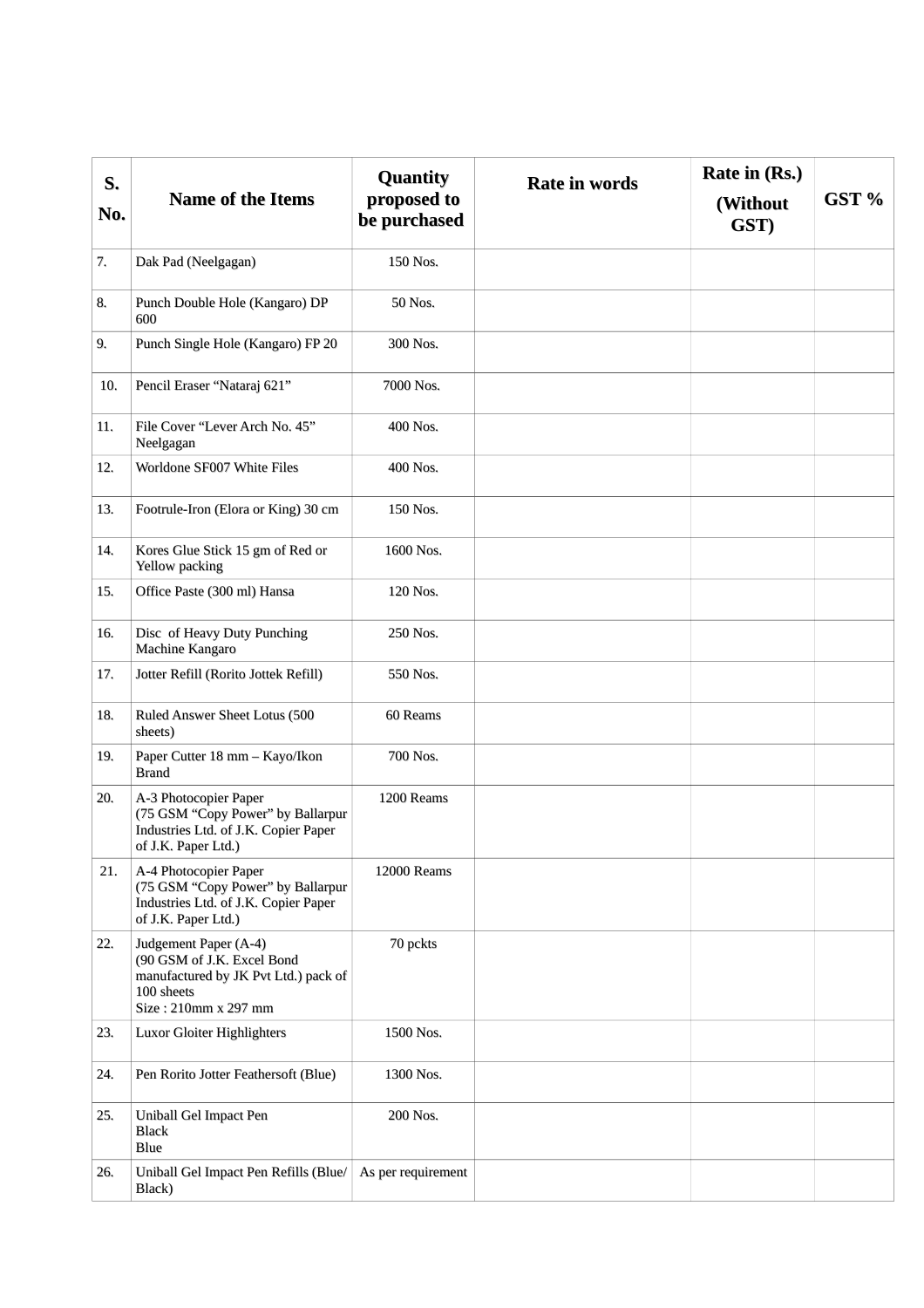| S. No. | Name of the Items | Quantity proposed to be purchased | Rate in words | Rate in (Rs.) (Without GST) | GST % |
|---|---|---|---|---|---|
| 7. | Dak Pad (Neelgagan) | 150 Nos. | | | |
| 8. | Punch Double Hole (Kangaro) DP 600 | 50 Nos. | | | |
| 9. | Punch Single Hole (Kangaro) FP 20 | 300 Nos. | | | |
| 10. | Pencil Eraser "Nataraj 621" | 7000 Nos. | | | |
| 11. | File Cover "Lever Arch No. 45" Neelgagan | 400 Nos. | | | |
| 12. | Worldone SF007 White Files | 400 Nos. | | | |
| 13. | Footrule-Iron (Elora or King) 30 cm | 150 Nos. | | | |
| 14. | Kores Glue Stick 15 gm of Red or Yellow packing | 1600 Nos. | | | |
| 15. | Office Paste (300 ml) Hansa | 120 Nos. | | | |
| 16. | Disc of Heavy Duty Punching Machine Kangaro | 250 Nos. | | | |
| 17. | Jotter Refill (Rorito Jottek Refill) | 550 Nos. | | | |
| 18. | Ruled Answer Sheet Lotus (500 sheets) | 60 Reams | | | |
| 19. | Paper Cutter 18 mm – Kayo/Ikon Brand | 700 Nos. | | | |
| 20. | A-3 Photocopier Paper (75 GSM "Copy Power" by Ballarpur Industries Ltd. of J.K. Copier Paper of J.K. Paper Ltd.) | 1200 Reams | | | |
| 21. | A-4 Photocopier Paper (75 GSM "Copy Power" by Ballarpur Industries Ltd. of J.K. Copier Paper of J.K. Paper Ltd.) | 12000 Reams | | | |
| 22. | Judgement Paper (A-4) (90 GSM of J.K. Excel Bond manufactured by JK Pvt Ltd.) pack of 100 sheets Size : 210mm x 297 mm | 70 pckts | | | |
| 23. | Luxor Gloiter Highlighters | 1500 Nos. | | | |
| 24. | Pen Rorito Jotter Feathersoft (Blue) | 1300 Nos. | | | |
| 25. | Uniball Gel Impact Pen Black Blue | 200 Nos. | | | |
| 26. | Uniball Gel Impact Pen Refills (Blue/ Black) | As per requirement | | | |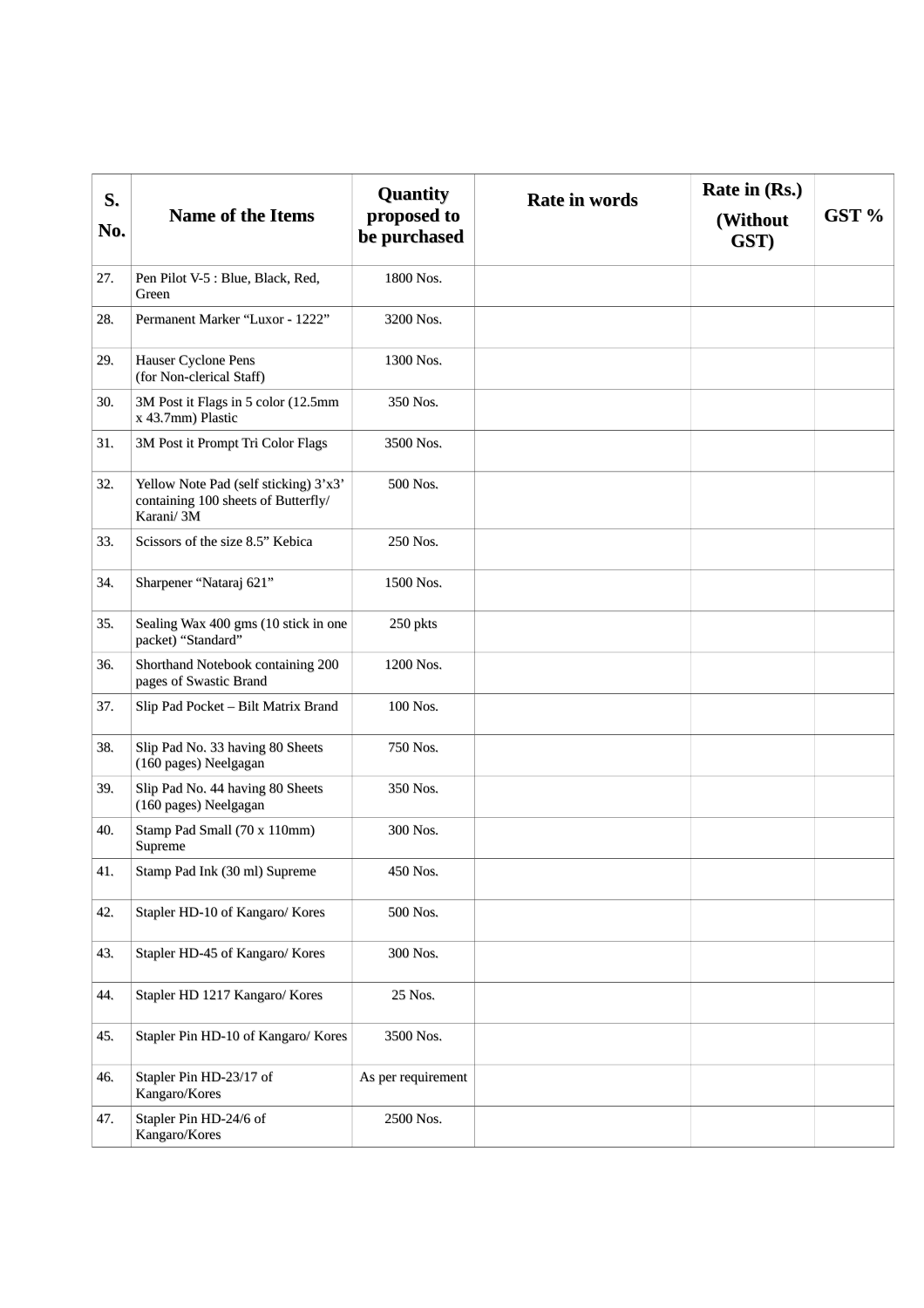| S. No. | Name of the Items | Quantity proposed to be purchased | Rate in words | Rate in (Rs.) (Without GST) | GST % |
|---|---|---|---|---|---|
| 27. | Pen Pilot V-5 : Blue, Black, Red, Green | 1800 Nos. | | | |
| 28. | Permanent Marker "Luxor - 1222" | 3200 Nos. | | | |
| 29. | Hauser Cyclone Pens (for Non-clerical Staff) | 1300 Nos. | | | |
| 30. | 3M Post it Flags in 5 color (12.5mm x 43.7mm) Plastic | 350 Nos. | | | |
| 31. | 3M Post it Prompt Tri Color Flags | 3500 Nos. | | | |
| 32. | Yellow Note Pad (self sticking) 3'x3' containing 100 sheets of Butterfly/ Karani/ 3M | 500 Nos. | | | |
| 33. | Scissors of the size 8.5" Kebica | 250 Nos. | | | |
| 34. | Sharpener "Nataraj 621" | 1500 Nos. | | | |
| 35. | Sealing Wax 400 gms (10 stick in one packet) "Standard" | 250 pkts | | | |
| 36. | Shorthand Notebook containing 200 pages of Swastic Brand | 1200 Nos. | | | |
| 37. | Slip Pad Pocket – Bilt Matrix Brand | 100 Nos. | | | |
| 38. | Slip Pad No. 33 having 80 Sheets (160 pages) Neelgagan | 750 Nos. | | | |
| 39. | Slip Pad No. 44 having 80 Sheets (160 pages) Neelgagan | 350 Nos. | | | |
| 40. | Stamp Pad Small (70 x 110mm) Supreme | 300 Nos. | | | |
| 41. | Stamp Pad Ink (30 ml) Supreme | 450 Nos. | | | |
| 42. | Stapler HD-10 of Kangaro/ Kores | 500 Nos. | | | |
| 43. | Stapler HD-45 of Kangaro/ Kores | 300 Nos. | | | |
| 44. | Stapler HD 1217 Kangaro/ Kores | 25 Nos. | | | |
| 45. | Stapler Pin HD-10 of Kangaro/ Kores | 3500 Nos. | | | |
| 46. | Stapler Pin HD-23/17 of Kangaro/Kores | As per requirement | | | |
| 47. | Stapler Pin HD-24/6 of Kangaro/Kores | 2500 Nos. | | | |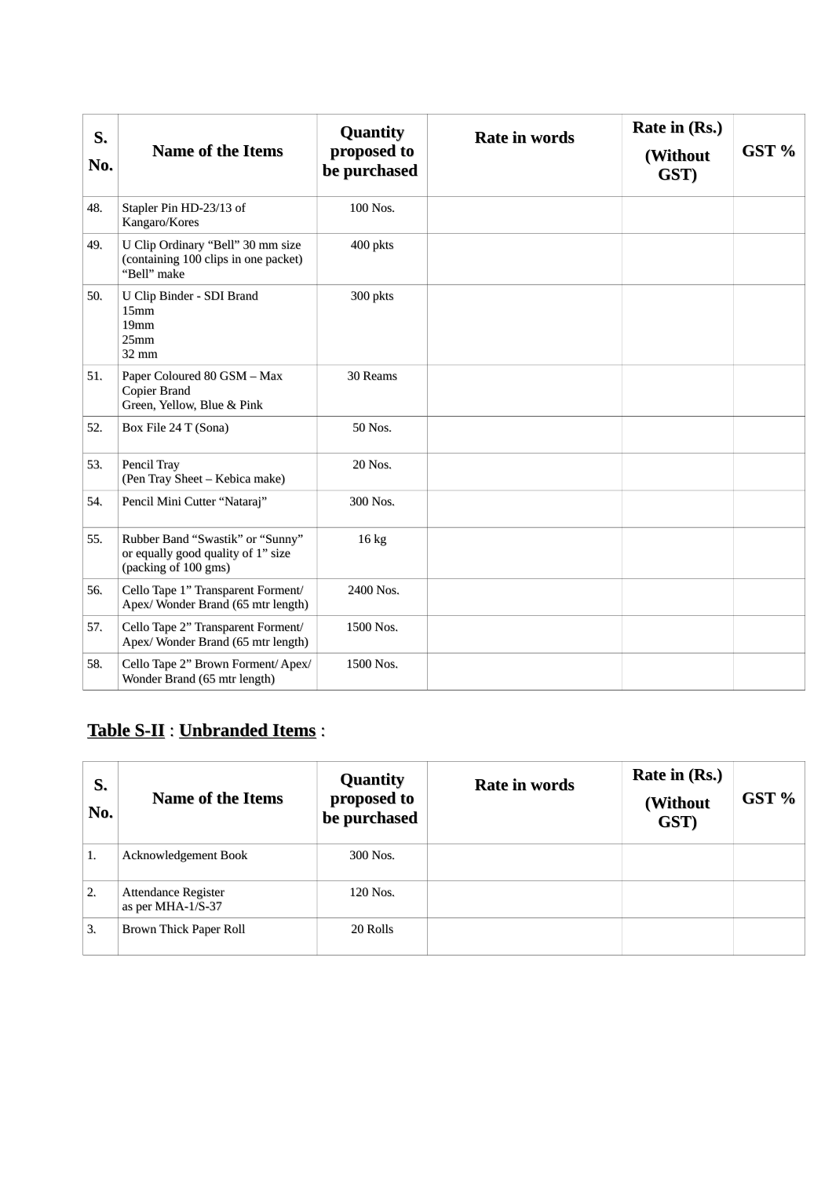| S. No. | Name of the Items | Quantity proposed to be purchased | Rate in words | Rate in (Rs.) (Without GST) | GST % |
|---|---|---|---|---|---|
| 48. | Stapler Pin HD-23/13 of Kangaro/Kores | 100 Nos. | | | |
| 49. | U Clip Ordinary "Bell" 30 mm size (containing 100 clips in one packet) "Bell" make | 400 pkts | | | |
| 50. | U Clip Binder - SDI Brand<br>15mm<br>19mm<br>25mm<br>32 mm | 300 pkts | | | |
| 51. | Paper Coloured 80 GSM – Max Copier Brand<br>Green, Yellow, Blue & Pink | 30 Reams | | | |
| 52. | Box File 24 T (Sona) | 50 Nos. | | | |
| 53. | Pencil Tray<br>(Pen Tray Sheet – Kebica make) | 20 Nos. | | | |
| 54. | Pencil Mini Cutter "Nataraj" | 300 Nos. | | | |
| 55. | Rubber Band "Swastik" or "Sunny" or equally good quality of 1" size (packing of 100 gms) | 16 kg | | | |
| 56. | Cello Tape 1" Transparent Forment/ Apex/ Wonder Brand (65 mtr length) | 2400 Nos. | | | |
| 57. | Cello Tape 2" Transparent Forment/ Apex/ Wonder Brand (65 mtr length) | 1500 Nos. | | | |
| 58. | Cello Tape 2" Brown Forment/ Apex/ Wonder Brand (65 mtr length) | 1500 Nos. | | | |

## Table S-II : Unbranded Items :

| S. No. | Name of the Items | Quantity proposed to be purchased | Rate in words | Rate in (Rs.) (Without GST) | GST % |
|---|---|---|---|---|---|
| 1. | Acknowledgement Book | 300 Nos. | | | |
| 2. | Attendance Register<br>as per MHA-1/S-37 | 120 Nos. | | | |
| 3. | Brown Thick Paper Roll | 20 Rolls | | | |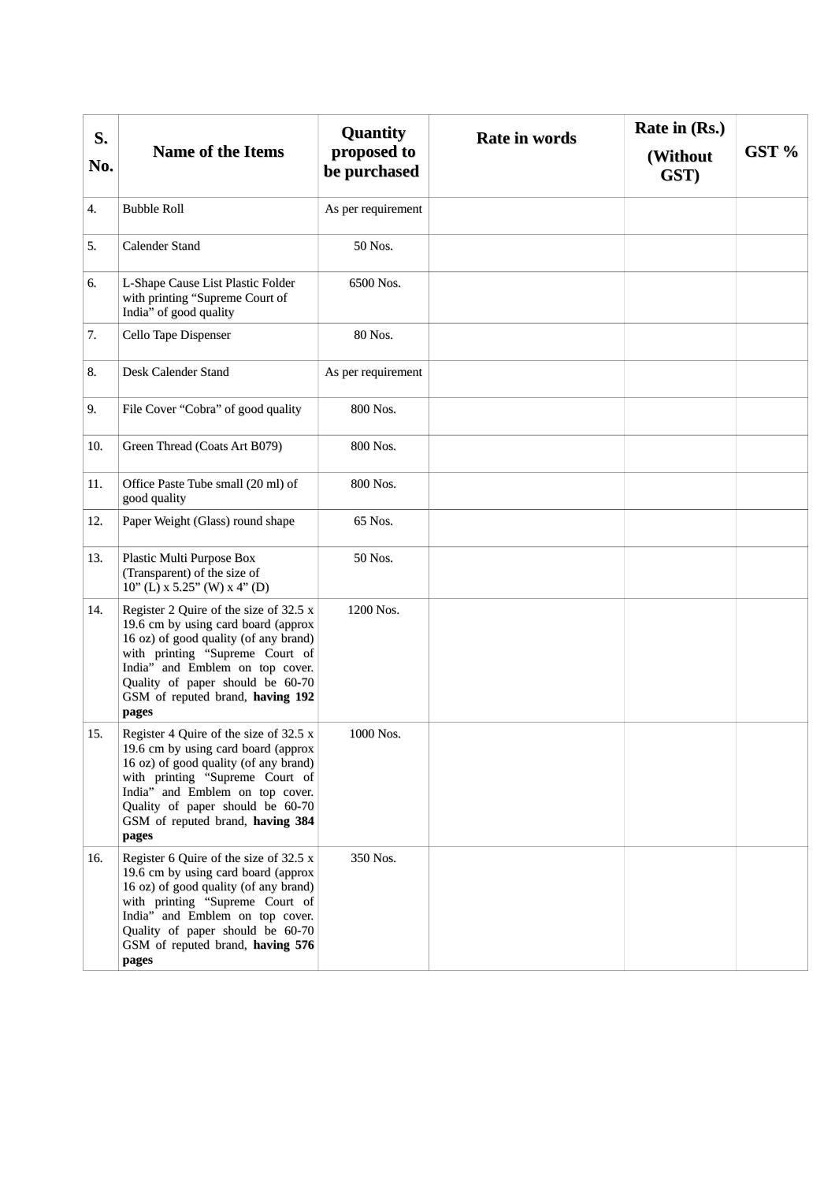| S. No. | Name of the Items | Quantity proposed to be purchased | Rate in words | Rate in (Rs.) (Without GST) | GST % |
|---|---|---|---|---|---|
| 4. | Bubble Roll | As per requirement | | | |
| 5. | Calender Stand | 50 Nos. | | | |
| 6. | L-Shape Cause List Plastic Folder with printing “Supreme Court of India” of good quality | 6500 Nos. | | | |
| 7. | Cello Tape Dispenser | 80 Nos. | | | |
| 8. | Desk Calender Stand | As per requirement | | | |
| 9. | File Cover “Cobra” of good quality | 800 Nos. | | | |
| 10. | Green Thread (Coats Art B079) | 800 Nos. | | | |
| 11. | Office Paste Tube small (20 ml) of good quality | 800 Nos. | | | |
| 12. | Paper Weight (Glass) round shape | 65 Nos. | | | |
| 13. | Plastic Multi Purpose Box (Transparent) of the size of 10” (L) x 5.25” (W) x 4” (D) | 50 Nos. | | | |
| 14. | Register 2 Quire of the size of 32.5 x 19.6 cm by using card board (approx 16 oz) of good quality (of any brand) with printing “Supreme Court of India” and Emblem on top cover. Quality of paper should be 60-70 GSM of reputed brand, **having 192 pages** | 1200 Nos. | | | |
| 15. | Register 4 Quire of the size of 32.5 x 19.6 cm by using card board (approx 16 oz) of good quality (of any brand) with printing “Supreme Court of India” and Emblem on top cover. Quality of paper should be 60-70 GSM of reputed brand, **having 384 pages** | 1000 Nos. | | | |
| 16. | Register 6 Quire of the size of 32.5 x 19.6 cm by using card board (approx 16 oz) of good quality (of any brand) with printing “Supreme Court of India” and Emblem on top cover. Quality of paper should be 60-70 GSM of reputed brand, **having 576 pages** | 350 Nos. | | | |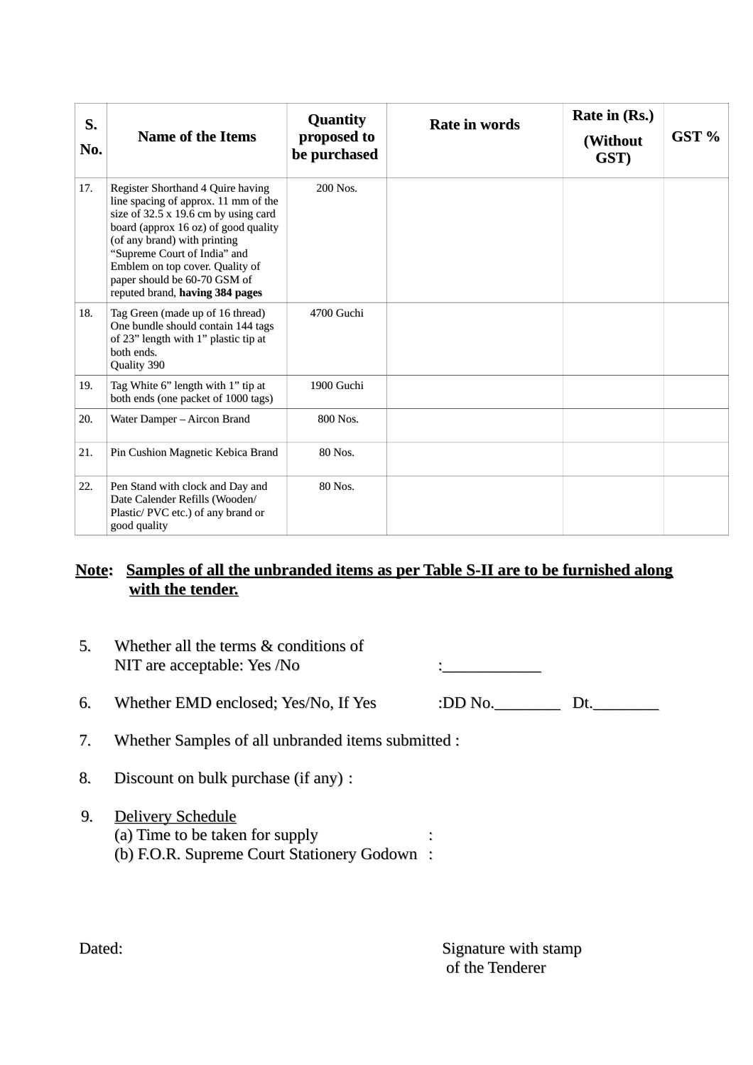| S. No. | Name of the Items | Quantity proposed to be purchased | Rate in words | Rate in (Rs.) (Without GST) | GST % |
|---|---|---|---|---|---|
| 17. | Register Shorthand 4 Quire having line spacing of approx. 11 mm of the size of 32.5 x 19.6 cm by using card board (approx 16 oz) of good quality (of any brand) with printing “Supreme Court of India” and Emblem on top cover. Quality of paper should be 60-70 GSM of reputed brand, **having 384 pages** | 200 Nos. | | | |
| 18. | Tag Green (made up of 16 thread) One bundle should contain 144 tags of 23” length with 1” plastic tip at both ends. Quality 390 | 4700 Guchi | | | |
| 19. | Tag White 6” length with 1” tip at both ends (one packet of 1000 tags) | 1900 Guchi | | | |
| 20. | Water Damper – Aircon Brand | 800 Nos. | | | |
| 21. | Pin Cushion Magnetic Kebica Brand | 80 Nos. | | | |
| 22. | Pen Stand with clock and Day and Date Calender Refills (Wooden/ Plastic/ PVC etc.) of any brand or good quality | 80 Nos. | | | |

**Note: Samples of all the unbranded items as per Table S-II are to be furnished along with the tender.**

5. Whether all the terms & conditions of NIT are acceptable: Yes /No :____________

6. Whether EMD enclosed; Yes/No, If Yes :DD No.________ Dt.________

7. Whether Samples of all unbranded items submitted :

8. Discount on bulk purchase (if any) :

9. Delivery Schedule
   (a) Time to be taken for supply :
   (b) F.O.R. Supreme Court Stationery Godown :

Dated: Signature with stamp of the Tenderer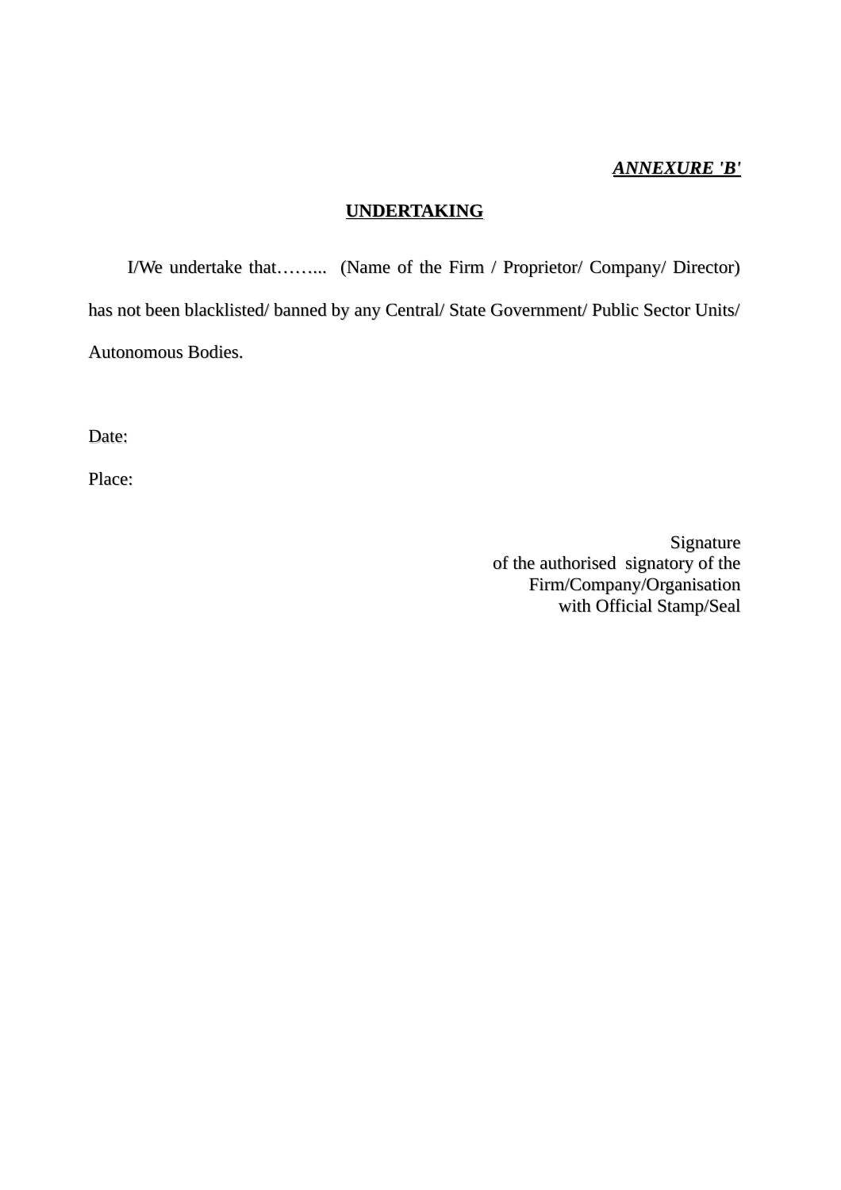***ANNEXURE 'B'***

## **UNDERTAKING**

I/We undertake that…….. (Name of the Firm / Proprietor/ Company/ Director) has not been blacklisted/ banned by any Central/ State Government/ Public Sector Units/ Autonomous Bodies.

Date:

Place:

Signature
of the authorised signatory of the
Firm/Company/Organisation
with Official Stamp/Seal